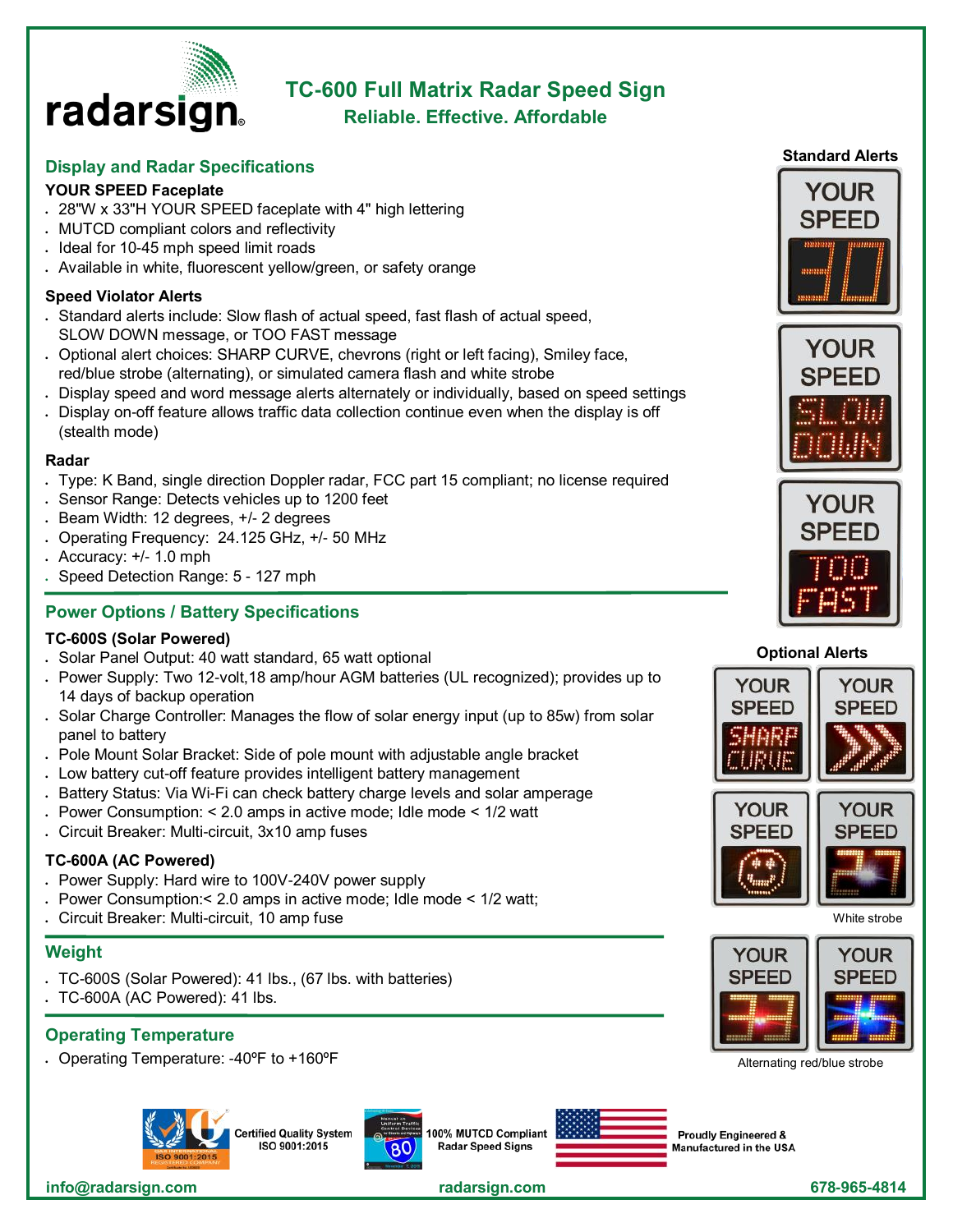# TC-600 Full Matrix Radar Speed Sign

**Reliable. Effective. Affordable**

## Display and Radar Specifications

### YOUR SPEED Faceplate

- 28"W x 33"H YOUR SPEED faceplate with 4" high lettering
- MUTCD compliant colors and reflectivity
- Ideal for 10-45 mph speed limit roads
- Available in white, fluorescent yellow/green, or safety orange

### Speed Violator Alerts

- Standard alerts include: Slow flash of actual speed, fast flash of actual speed, SLOW DOWN message, or TOO FAST message
- Optional alert choices: SHARP CURVE, chevrons (right or left facing), Smiley face, red/blue strobe (alternating), or simulated camera flash and white strobe
- Display speed and word message alerts alternately or individually, based on speed settings
- Display on-off feature allows traffic data collection continue even when the display is off (stealth mode)

### Radar

- Type: K Band, single direction Doppler radar, FCC part 15 compliant; no license required
- Sensor Range: Detects vehicles up to 1200 feet
- Beam Width: 12 degrees, +/- 2 degrees
- Operating Frequency: 24.125 GHz, +/- 50 MHz
- Accuracy: +/- 1.0 mph
- Speed Detection Range: 5 - 127 mph

## Power Options / Battery Specifications

### TC-600S (Solar Powered)

- Solar Panel Output: 40 watt standard, 65 watt optional
- Power Supply: Two 12-volt,18 amp/hour AGM batteries (UL recognized); provides up to 14 days of backup operation
- Solar Charge Controller: Manages the flow of solar energy input (up to 85w) from solar panel to battery
- Pole Mount Solar Bracket: Side of pole mount with adjustable angle bracket
- Low battery cut-off feature provides intelligent battery management
- Battery Status: Via Wi-Fi can check battery charge levels and solar amperage
- Power Consumption: < 2.0 amps in active mode; Idle mode < 1/2 watt
- Circuit Breaker: Multi-circuit, 3x10 amp fuses

### TC-600A (AC Powered)

- Power Supply: Hard wire to 100V-240V power supply
- Power Consumption:< 2.0 amps in active mode; Idle mode < 1/2 watt;
- Circuit Breaker: Multi-circuit, 10 amp fuse

## Weight

- TC-600S (Solar Powered): 41 lbs., (67 lbs. with batteries)
- TC-600A (AC Powered): 41 lbs.

## Operating Temperature

- Operating Temperature: -40ºF to +160ºF

**Standard Alerts**

YOUR SPEED 30

YOUR SPEED SLOW DOWN

YOUR SPEED TOO FAST

**Optional Alerts**

YOUR SPEED SHARP CURVE

YOUR SPEED (chevrons)

YOUR SPEED (smiley face)

YOUR SPEED 27

White strobe

YOUR SPEED 33

YOUR SPEED 35

Alternating red/blue strobe

Certified Quality System ISO 9001:2015

100% MUTCD Compliant Radar Speed Signs

Proudly Engineered & Manufactured in the USA

info@radarsign.com radarsign.com 678-965-4814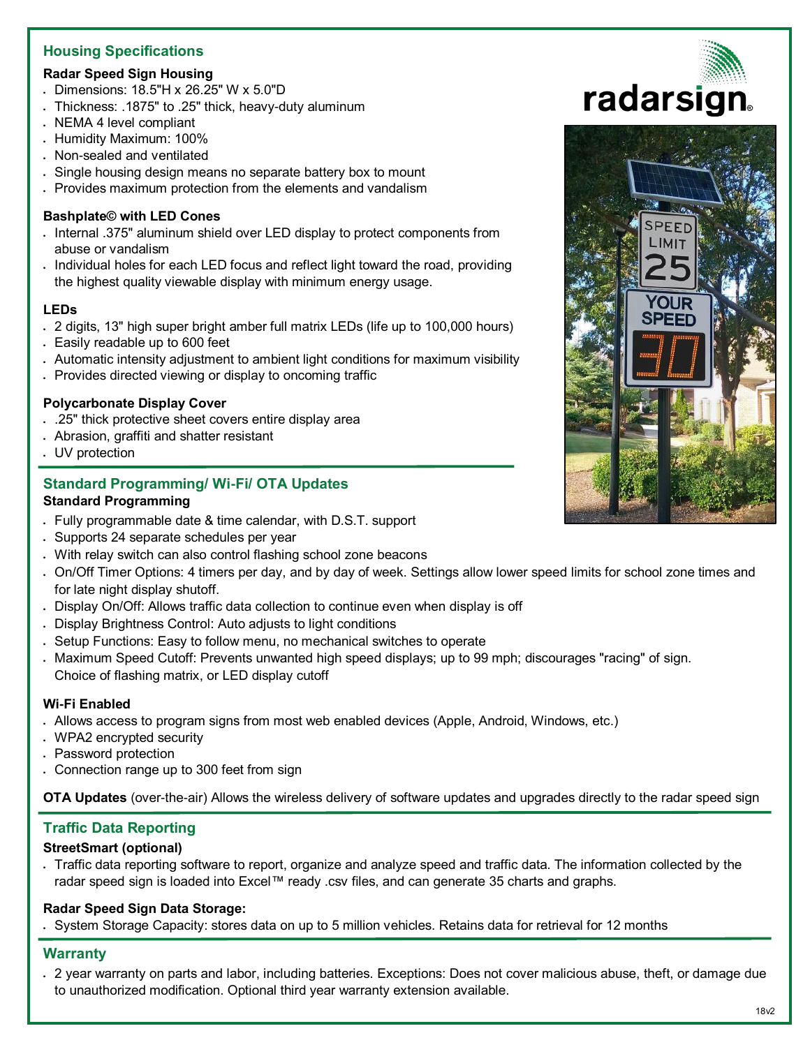## Housing Specifications

### Radar Speed Sign Housing

- Dimensions: 18.5"H x 26.25" W x 5.0"D
- Thickness: .1875" to .25" thick, heavy-duty aluminum
- NEMA 4 level compliant
- Humidity Maximum: 100%
- Non-sealed and ventilated
- Single housing design means no separate battery box to mount
- Provides maximum protection from the elements and vandalism

### Bashplate© with LED Cones

- Internal .375" aluminum shield over LED display to protect components from abuse or vandalism
- Individual holes for each LED focus and reflect light toward the road, providing the highest quality viewable display with minimum energy usage.

### LEDs

- 2 digits, 13" high super bright amber full matrix LEDs (life up to 100,000 hours)
- Easily readable up to 600 feet
- Automatic intensity adjustment to ambient light conditions for maximum visibility
- Provides directed viewing or display to oncoming traffic

### Polycarbonate Display Cover

- .25" thick protective sheet covers entire display area
- Abrasion, graffiti and shatter resistant
- UV protection

## Standard Programming/ Wi-Fi/ OTA Updates

### Standard Programming

- Fully programmable date & time calendar, with D.S.T. support
- Supports 24 separate schedules per year
- With relay switch can also control flashing school zone beacons
- On/Off Timer Options: 4 timers per day, and by day of week. Settings allow lower speed limits for school zone times and for late night display shutoff.
- Display On/Off: Allows traffic data collection to continue even when display is off
- Display Brightness Control: Auto adjusts to light conditions
- Setup Functions: Easy to follow menu, no mechanical switches to operate
- Maximum Speed Cutoff: Prevents unwanted high speed displays; up to 99 mph; discourages "racing" of sign. Choice of flashing matrix, or LED display cutoff

### Wi-Fi Enabled

- Allows access to program signs from most web enabled devices (Apple, Android, Windows, etc.)
- WPA2 encrypted security
- Password protection
- Connection range up to 300 feet from sign

**OTA Updates** (over-the-air) Allows the wireless delivery of software updates and upgrades directly to the radar speed sign

## Traffic Data Reporting

### StreetSmart (optional)

- Traffic data reporting software to report, organize and analyze speed and traffic data. The information collected by the radar speed sign is loaded into Excel™ ready .csv files, and can generate 35 charts and graphs.

### Radar Speed Sign Data Storage:

- System Storage Capacity: stores data on up to 5 million vehicles. Retains data for retrieval for 12 months

## Warranty

- 2 year warranty on parts and labor, including batteries. Exceptions: Does not cover malicious abuse, theft, or damage due to unauthorized modification. Optional third year warranty extension available.

18v2